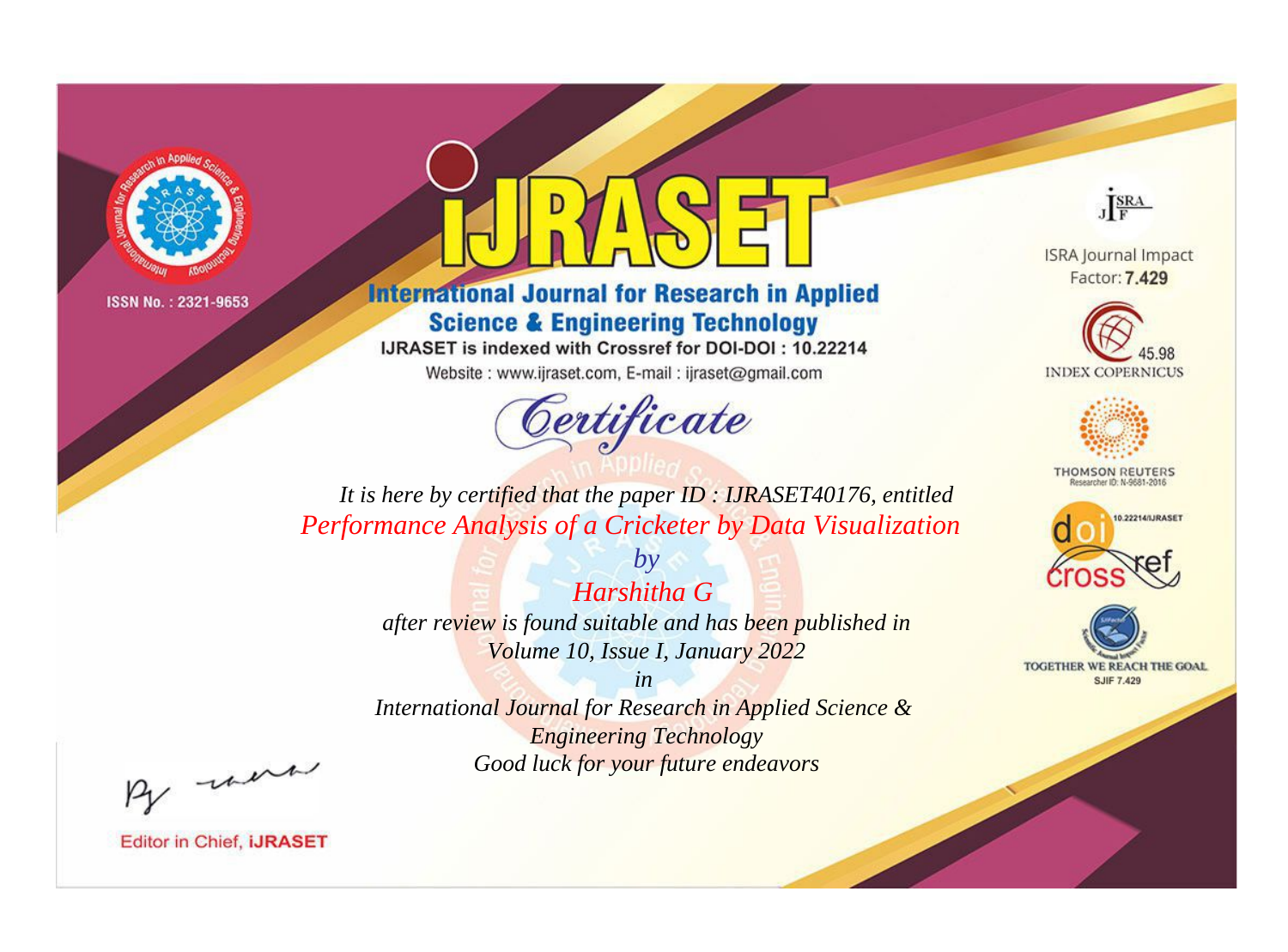ISSN No. : 2321-9653

# iJRASET

## International Journal for Research in Applied Science & Engineering Technology

IJRASET is indexed with Crossref for DOI-DOI : 10.22214

Website : www.ijraset.com, E-mail : ijraset@gmail.com

ISRA Journal Impact Factor: **7.429**

45.98 INDEX COPERNICUS

THOMSON REUTERS Researcher ID: N-9681-2016

10.22214/IJRASET

TOGETHER WE REACH THE GOAL SJIF 7.429

# *Certificate*

*It is here by certified that the paper ID : IJRASET40176, entitled*

*Performance Analysis of a Cricketer by Data Visualization*

*by*

*Harshitha G*

*after review is found suitable and has been published in*

*Volume 10, Issue I, January 2022*

*in*

*International Journal for Research in Applied Science & Engineering Technology*

*Good luck for your future endeavors*

Editor in Chief, **iJRASET**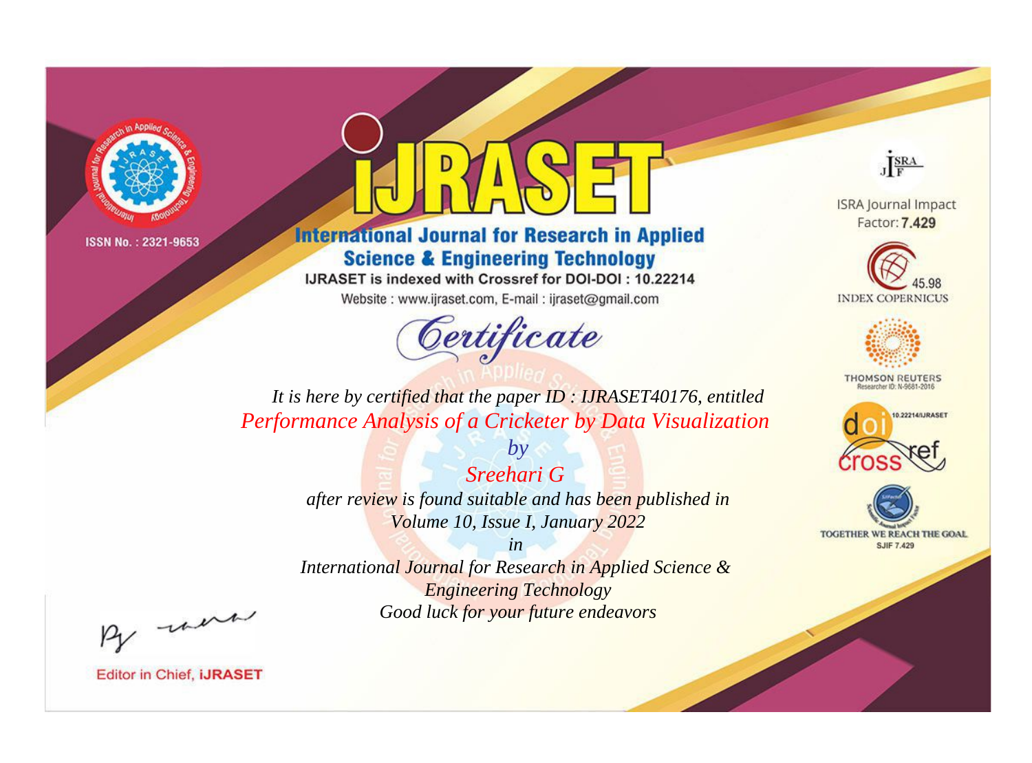ISSN No. : 2321-9653

# iJRASET

## International Journal for Research in Applied Science & Engineering Technology

IJRASET is indexed with Crossref for DOI-DOI : 10.22214

Website : www.ijraset.com, E-mail : ijraset@gmail.com

# Certificate

*It is here by certified that the paper ID : IJRASET40176, entitled*

*Performance Analysis of a Cricketer by Data Visualization*

*by*

*Sreehari G*

*after review is found suitable and has been published in*

*Volume 10, Issue I, January 2022*

*in*

*International Journal for Research in Applied Science & Engineering Technology*

*Good luck for your future endeavors*

ISRA Journal Impact Factor: **7.429**

45.98 INDEX COPERNICUS

THOMSON REUTERS Researcher ID: N-9681-2016

10.22214/IJRASET

TOGETHER WE REACH THE GOAL SJIF 7.429

Editor in Chief, **iJRASET**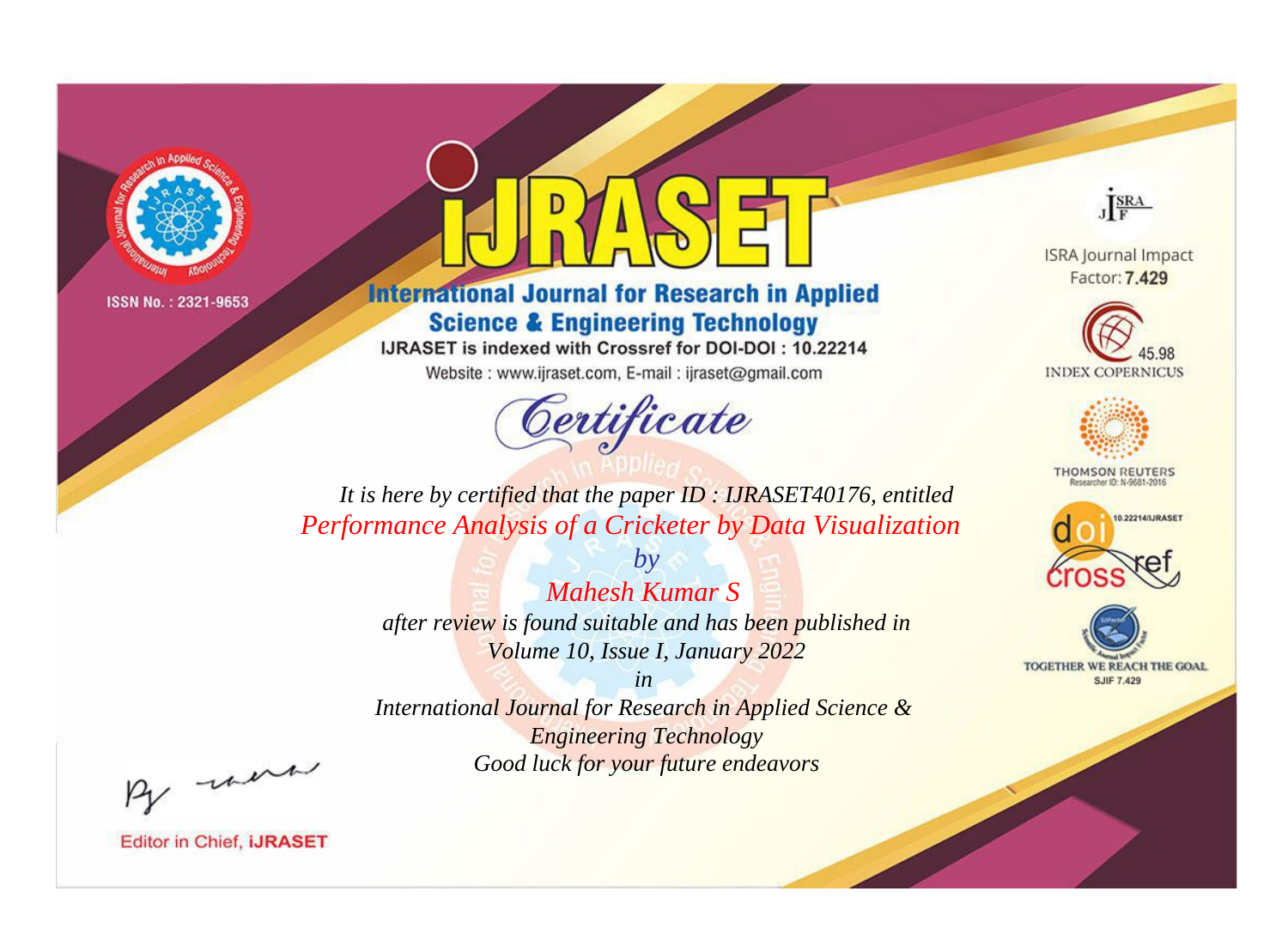ISSN No. : 2321-9653

# iJRASET

## International Journal for Research in Applied Science & Engineering Technology

IJRASET is indexed with Crossref for DOI-DOI : 10.22214

Website : www.ijraset.com, E-mail : ijraset@gmail.com

ISRA Journal Impact Factor: **7.429**

45.98 INDEX COPERNICUS

THOMSON REUTERS Researcher ID: N-9681-2016

10.22214/IJRASET

TOGETHER WE REACH THE GOAL SJIF 7.429

# *Certificate*

*It is here by certified that the paper ID : IJRASET40176, entitled*

*Performance Analysis of a Cricketer by Data Visualization*

*by*

*Mahesh Kumar S*

*after review is found suitable and has been published in*

*Volume 10, Issue I, January 2022*

*in*

*International Journal for Research in Applied Science & Engineering Technology*

*Good luck for your future endeavors*

Editor in Chief, **iJRASET**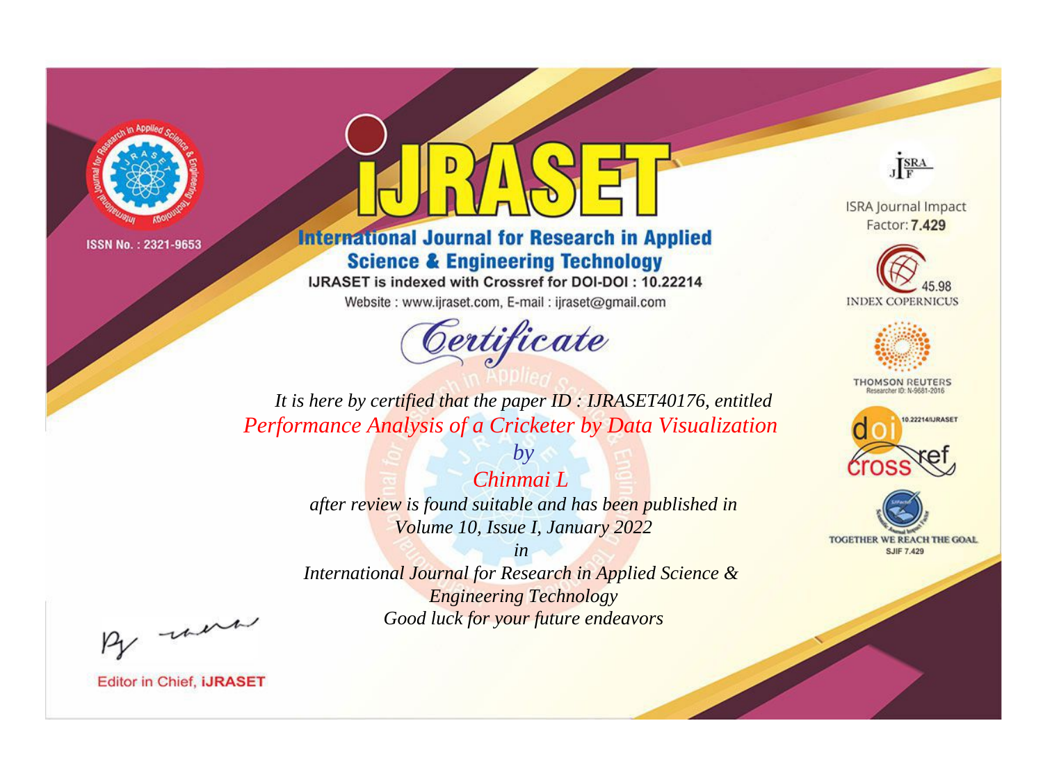ISSN No. : 2321-9653

# iJRASET

## International Journal for Research in Applied Science & Engineering Technology

IJRASET is indexed with Crossref for DOI-DOI : 10.22214

Website : www.ijraset.com, E-mail : ijraset@gmail.com

ISRA Journal Impact Factor: **7.429**

45.98 INDEX COPERNICUS

THOMSON REUTERS Researcher ID: N-9681-2016

10.22214/IJRASET

TOGETHER WE REACH THE GOAL SJIF 7.429

# *Certificate*

*It is here by certified that the paper ID : IJRASET40176, entitled*

*Performance Analysis of a Cricketer by Data Visualization*

*by*

*Chinmai L*

*after review is found suitable and has been published in*

*Volume 10, Issue I, January 2022*

*in*

*International Journal for Research in Applied Science & Engineering Technology*

*Good luck for your future endeavors*

Editor in Chief, **iJRASET**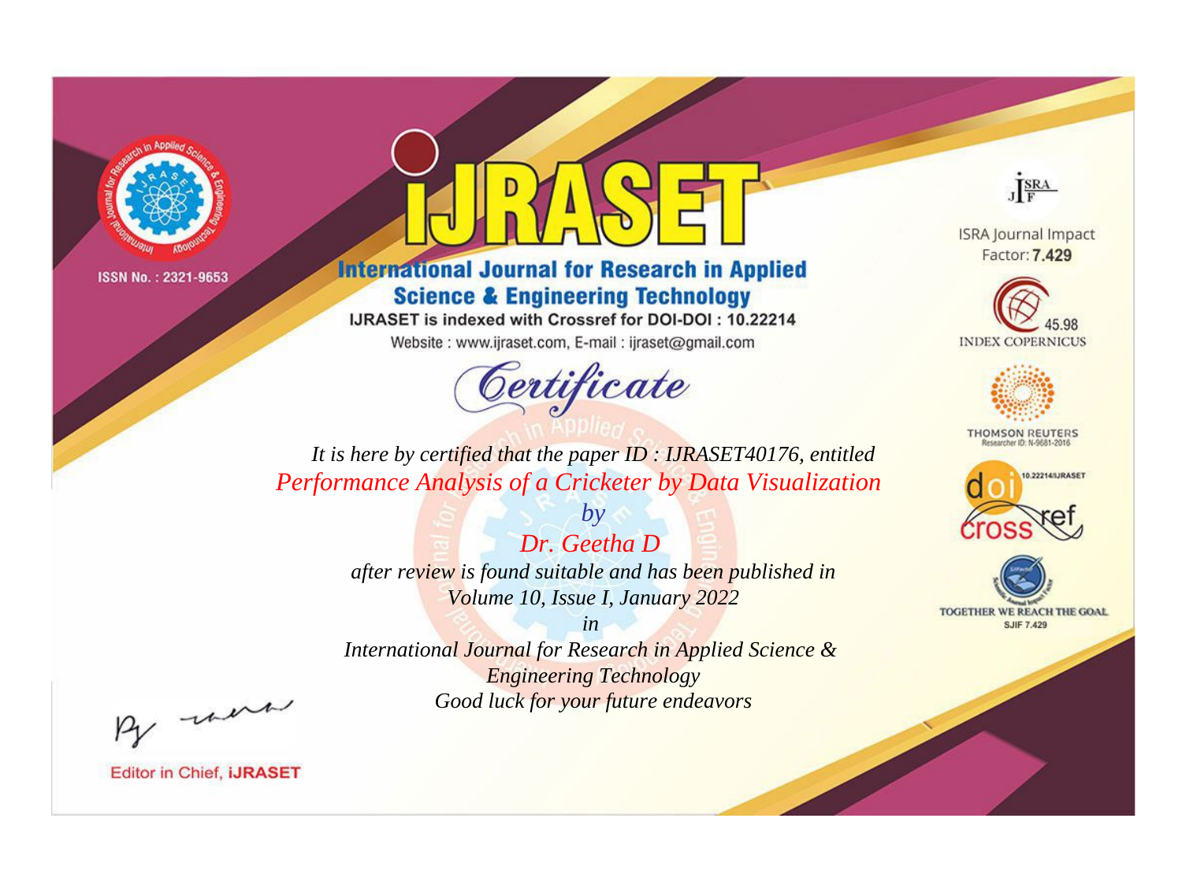ISSN No. : 2321-9653

# iJRASET

## International Journal for Research in Applied Science & Engineering Technology

IJRASET is indexed with Crossref for DOI-DOI : 10.22214

Website : www.ijraset.com, E-mail : ijraset@gmail.com

# Certificate

*It is here by certified that the paper ID : IJRASET40176, entitled*

*Performance Analysis of a Cricketer by Data Visualization*

*by*

*Dr. Geetha D*

*after review is found suitable and has been published in*

*Volume 10, Issue I, January 2022*

*in*

*International Journal for Research in Applied Science & Engineering Technology*

*Good luck for your future endeavors*

ISRA Journal Impact Factor: **7.429**

45.98 INDEX COPERNICUS

THOMSON REUTERS Researcher ID: N-9681-2016

10.22214/IJRASET

TOGETHER WE REACH THE GOAL SJIF 7.429

Editor in Chief, **iJRASET**